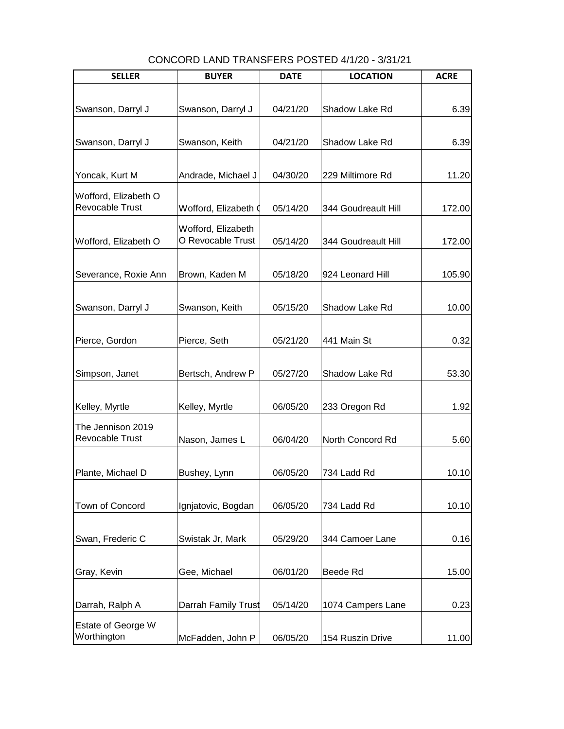CONCORD LAND TRANSFERS POSTED 4/1/20 - 3/31/21

| SELLER | BUYER | DATE | LOCATION | ACRE |
|---|---|---|---|---|
| Swanson, Darryl J | Swanson, Darryl J | 04/21/20 | Shadow Lake Rd | 6.39 |
| Swanson, Darryl J | Swanson, Keith | 04/21/20 | Shadow Lake Rd | 6.39 |
| Yoncak, Kurt M | Andrade, Michael J | 04/30/20 | 229 Miltimore Rd | 11.20 |
| Wofford, Elizabeth O Revocable Trust | Wofford, Elizabeth O | 05/14/20 | 344 Goudreault Hill | 172.00 |
| Wofford, Elizabeth O | Wofford, Elizabeth O Revocable Trust | 05/14/20 | 344 Goudreault Hill | 172.00 |
| Severance, Roxie Ann | Brown, Kaden M | 05/18/20 | 924 Leonard Hill | 105.90 |
| Swanson, Darryl J | Swanson, Keith | 05/15/20 | Shadow Lake Rd | 10.00 |
| Pierce, Gordon | Pierce, Seth | 05/21/20 | 441 Main St | 0.32 |
| Simpson, Janet | Bertsch, Andrew P | 05/27/20 | Shadow Lake Rd | 53.30 |
| Kelley, Myrtle | Kelley, Myrtle | 06/05/20 | 233 Oregon Rd | 1.92 |
| The Jennison 2019 Revocable Trust | Nason, James L | 06/04/20 | North Concord Rd | 5.60 |
| Plante, Michael D | Bushey, Lynn | 06/05/20 | 734 Ladd Rd | 10.10 |
| Town of Concord | Ignjatovic, Bogdan | 06/05/20 | 734 Ladd Rd | 10.10 |
| Swan, Frederic C | Swistak Jr, Mark | 05/29/20 | 344 Camoer Lane | 0.16 |
| Gray, Kevin | Gee, Michael | 06/01/20 | Beede Rd | 15.00 |
| Darrah, Ralph A | Darrah Family Trust | 05/14/20 | 1074 Campers Lane | 0.23 |
| Estate of George W Worthington | McFadden, John P | 06/05/20 | 154 Ruszin Drive | 11.00 |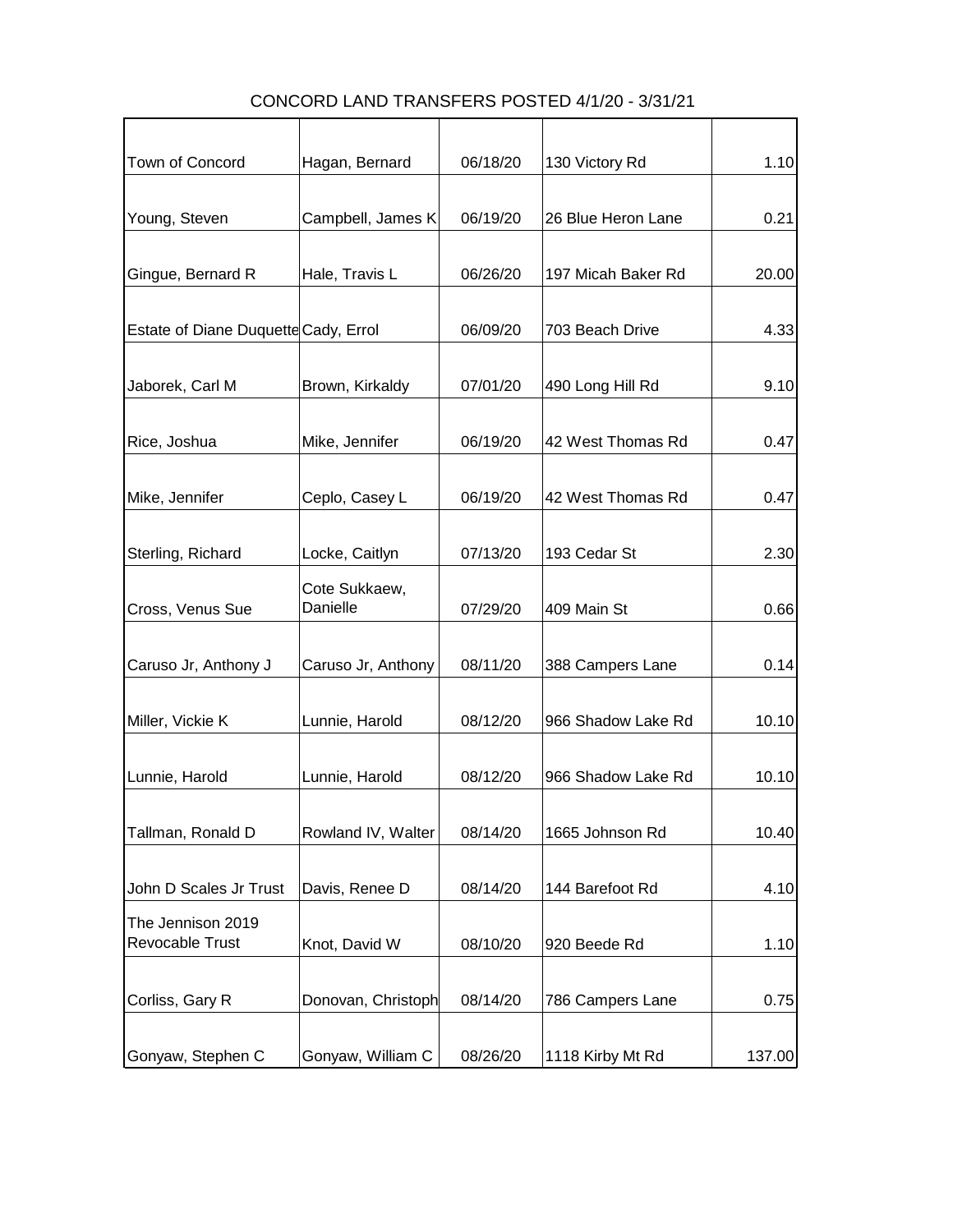# CONCORD LAND TRANSFERS POSTED 4/1/20 - 3/31/21

| | | | | |
|---|---|---|---|---|
| Town of Concord | Hagan, Bernard | 06/18/20 | 130 Victory Rd | 1.10 |
| Young, Steven | Campbell, James K | 06/19/20 | 26 Blue Heron Lane | 0.21 |
| Gingue, Bernard R | Hale, Travis L | 06/26/20 | 197 Micah Baker Rd | 20.00 |
| Estate of Diane Duquette | Cady, Errol | 06/09/20 | 703 Beach Drive | 4.33 |
| Jaborek, Carl M | Brown, Kirkaldy | 07/01/20 | 490 Long Hill Rd | 9.10 |
| Rice, Joshua | Mike, Jennifer | 06/19/20 | 42 West Thomas Rd | 0.47 |
| Mike, Jennifer | Ceplo, Casey L | 06/19/20 | 42 West Thomas Rd | 0.47 |
| Sterling, Richard | Locke, Caitlyn | 07/13/20 | 193 Cedar St | 2.30 |
| Cross, Venus Sue | Cote Sukkaew, Danielle | 07/29/20 | 409 Main St | 0.66 |
| Caruso Jr, Anthony J | Caruso Jr, Anthony | 08/11/20 | 388 Campers Lane | 0.14 |
| Miller, Vickie K | Lunnie, Harold | 08/12/20 | 966 Shadow Lake Rd | 10.10 |
| Lunnie, Harold | Lunnie, Harold | 08/12/20 | 966 Shadow Lake Rd | 10.10 |
| Tallman, Ronald D | Rowland IV, Walter | 08/14/20 | 1665 Johnson Rd | 10.40 |
| John D Scales Jr Trust | Davis, Renee D | 08/14/20 | 144 Barefoot Rd | 4.10 |
| The Jennison 2019 Revocable Trust | Knot, David W | 08/10/20 | 920 Beede Rd | 1.10 |
| Corliss, Gary R | Donovan, Christoph | 08/14/20 | 786 Campers Lane | 0.75 |
| Gonyaw, Stephen C | Gonyaw, William C | 08/26/20 | 1118 Kirby Mt Rd | 137.00 |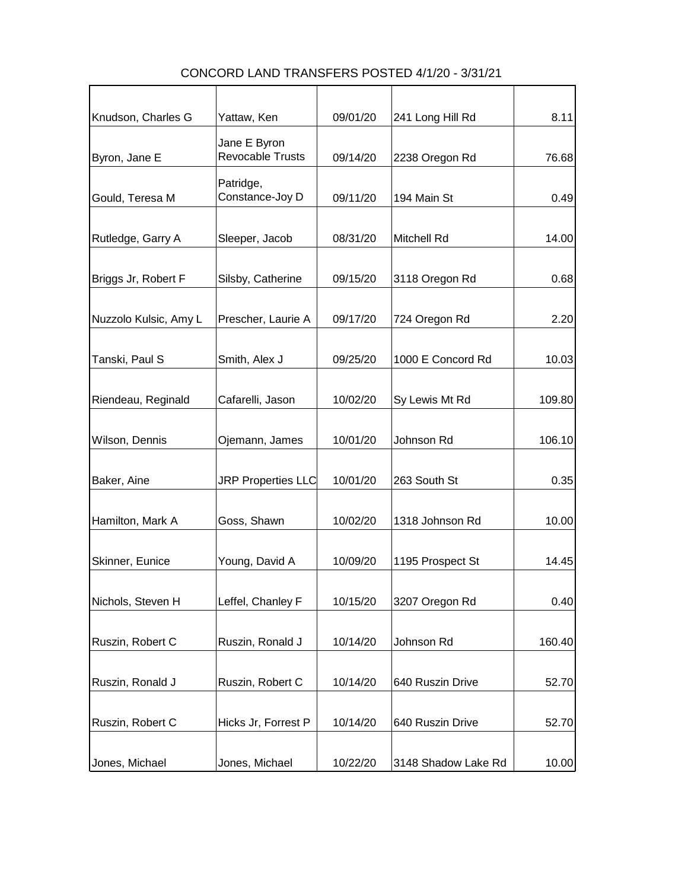# CONCORD LAND TRANSFERS POSTED 4/1/20 - 3/31/21

| | | | | |
|---|---|---|---|---|
| Knudson, Charles G | Yattaw, Ken | 09/01/20 | 241 Long Hill Rd | 8.11 |
| Byron, Jane E | Jane E Byron Revocable Trusts | 09/14/20 | 2238 Oregon Rd | 76.68 |
| Gould, Teresa M | Patridge, Constance-Joy D | 09/11/20 | 194 Main St | 0.49 |
| Rutledge, Garry A | Sleeper, Jacob | 08/31/20 | Mitchell Rd | 14.00 |
| Briggs Jr, Robert F | Silsby, Catherine | 09/15/20 | 3118 Oregon Rd | 0.68 |
| Nuzzolo Kulsic, Amy L | Prescher, Laurie A | 09/17/20 | 724 Oregon Rd | 2.20 |
| Tanski, Paul S | Smith, Alex J | 09/25/20 | 1000 E Concord Rd | 10.03 |
| Riendeau, Reginald | Cafarelli, Jason | 10/02/20 | Sy Lewis Mt Rd | 109.80 |
| Wilson, Dennis | Ojemann, James | 10/01/20 | Johnson Rd | 106.10 |
| Baker, Aine | JRP Properties LLC | 10/01/20 | 263 South St | 0.35 |
| Hamilton, Mark A | Goss, Shawn | 10/02/20 | 1318 Johnson Rd | 10.00 |
| Skinner, Eunice | Young, David A | 10/09/20 | 1195 Prospect St | 14.45 |
| Nichols, Steven H | Leffel, Chanley F | 10/15/20 | 3207 Oregon Rd | 0.40 |
| Ruszin, Robert C | Ruszin, Ronald J | 10/14/20 | Johnson Rd | 160.40 |
| Ruszin, Ronald J | Ruszin, Robert C | 10/14/20 | 640 Ruszin Drive | 52.70 |
| Ruszin, Robert C | Hicks Jr, Forrest P | 10/14/20 | 640 Ruszin Drive | 52.70 |
| Jones, Michael | Jones, Michael | 10/22/20 | 3148 Shadow Lake Rd | 10.00 |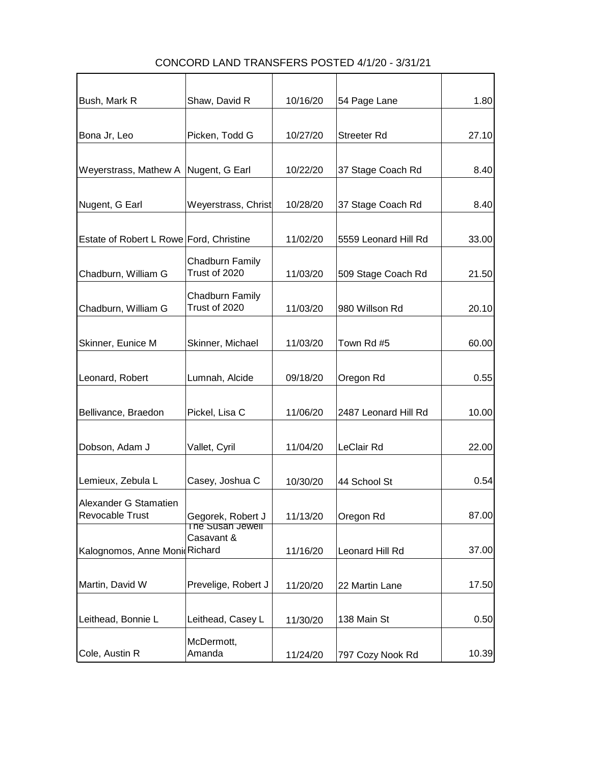# CONCORD LAND TRANSFERS POSTED 4/1/20 - 3/31/21

| | | | | |
|---|---|---|---|---|
| Bush, Mark R | Shaw, David R | 10/16/20 | 54 Page Lane | 1.80 |
| Bona Jr, Leo | Picken, Todd G | 10/27/20 | Streeter Rd | 27.10 |
| Weyerstrass, Mathew A | Nugent, G Earl | 10/22/20 | 37 Stage Coach Rd | 8.40 |
| Nugent, G Earl | Weyerstrass, Christ | 10/28/20 | 37 Stage Coach Rd | 8.40 |
| Estate of Robert L Rowe | Ford, Christine | 11/02/20 | 5559 Leonard Hill Rd | 33.00 |
| Chadburn, William G | Chadburn Family Trust of 2020 | 11/03/20 | 509 Stage Coach Rd | 21.50 |
| Chadburn, William G | Chadburn Family Trust of 2020 | 11/03/20 | 980 Willson Rd | 20.10 |
| Skinner, Eunice M | Skinner, Michael | 11/03/20 | Town Rd #5 | 60.00 |
| Leonard, Robert | Lumnah, Alcide | 09/18/20 | Oregon Rd | 0.55 |
| Bellivance, Braedon | Pickel, Lisa C | 11/06/20 | 2487 Leonard Hill Rd | 10.00 |
| Dobson, Adam J | Vallet, Cyril | 11/04/20 | LeClair Rd | 22.00 |
| Lemieux, Zebula L | Casey, Joshua C | 10/30/20 | 44 School St | 0.54 |
| Alexander G Stamatien Revocable Trust | Gegorek, Robert J | 11/13/20 | Oregon Rd | 87.00 |
| Kalognomos, Anne Moni | The Susan Jewell Casavant & Richard | 11/16/20 | Leonard Hill Rd | 37.00 |
| Martin, David W | Prevelige, Robert J | 11/20/20 | 22 Martin Lane | 17.50 |
| Leithead, Bonnie L | Leithead, Casey L | 11/30/20 | 138 Main St | 0.50 |
| Cole, Austin R | McDermott, Amanda | 11/24/20 | 797 Cozy Nook Rd | 10.39 |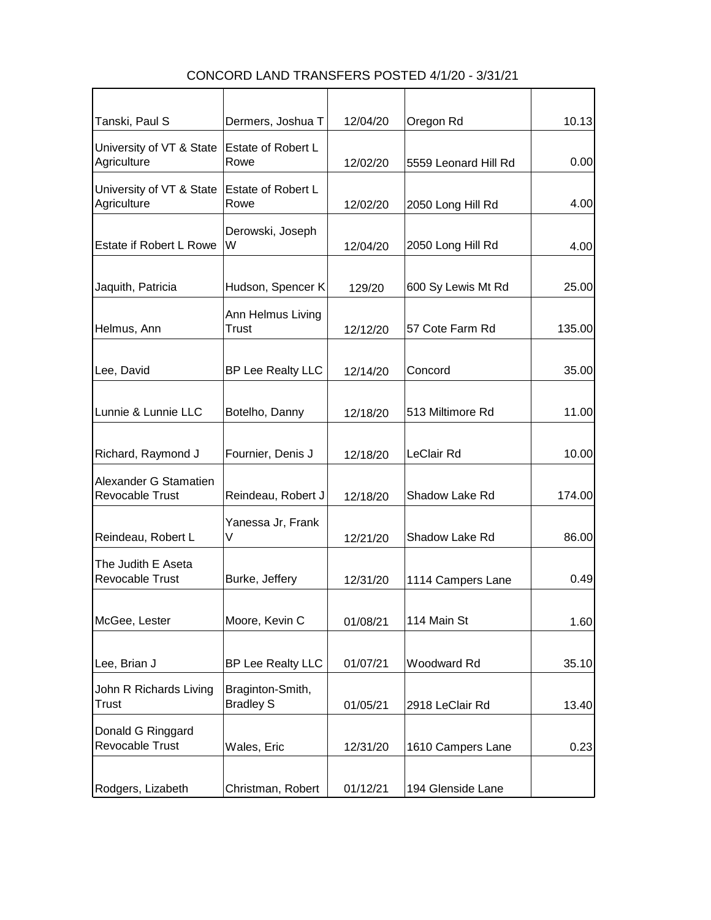# CONCORD LAND TRANSFERS POSTED 4/1/20 - 3/31/21

| | | | | |
|---|---|---|---|---|
| Tanski, Paul S | Dermers, Joshua T | 12/04/20 | Oregon Rd | 10.13 |
| University of VT & State Agriculture | Estate of Robert L Rowe | 12/02/20 | 5559 Leonard Hill Rd | 0.00 |
| University of VT & State Agriculture | Estate of Robert L Rowe | 12/02/20 | 2050 Long Hill Rd | 4.00 |
| Estate if Robert L Rowe | Derowski, Joseph W | 12/04/20 | 2050 Long Hill Rd | 4.00 |
| Jaquith, Patricia | Hudson, Spencer K | 129/20 | 600 Sy Lewis Mt Rd | 25.00 |
| Helmus, Ann | Ann Helmus Living Trust | 12/12/20 | 57 Cote Farm Rd | 135.00 |
| Lee, David | BP Lee Realty LLC | 12/14/20 | Concord | 35.00 |
| Lunnie & Lunnie LLC | Botelho, Danny | 12/18/20 | 513 Miltimore Rd | 11.00 |
| Richard, Raymond J | Fournier, Denis J | 12/18/20 | LeClair Rd | 10.00 |
| Alexander G Stamatien Revocable Trust | Reindeau, Robert J | 12/18/20 | Shadow Lake Rd | 174.00 |
| Reindeau, Robert L | Yanessa Jr, Frank V | 12/21/20 | Shadow Lake Rd | 86.00 |
| The Judith E Aseta Revocable Trust | Burke, Jeffery | 12/31/20 | 1114 Campers Lane | 0.49 |
| McGee, Lester | Moore, Kevin C | 01/08/21 | 114 Main St | 1.60 |
| Lee, Brian J | BP Lee Realty LLC | 01/07/21 | Woodward Rd | 35.10 |
| John R Richards Living Trust | Braginton-Smith, Bradley S | 01/05/21 | 2918 LeClair Rd | 13.40 |
| Donald G Ringgard Revocable Trust | Wales, Eric | 12/31/20 | 1610 Campers Lane | 0.23 |
| Rodgers, Lizabeth | Christman, Robert | 01/12/21 | 194 Glenside Lane | |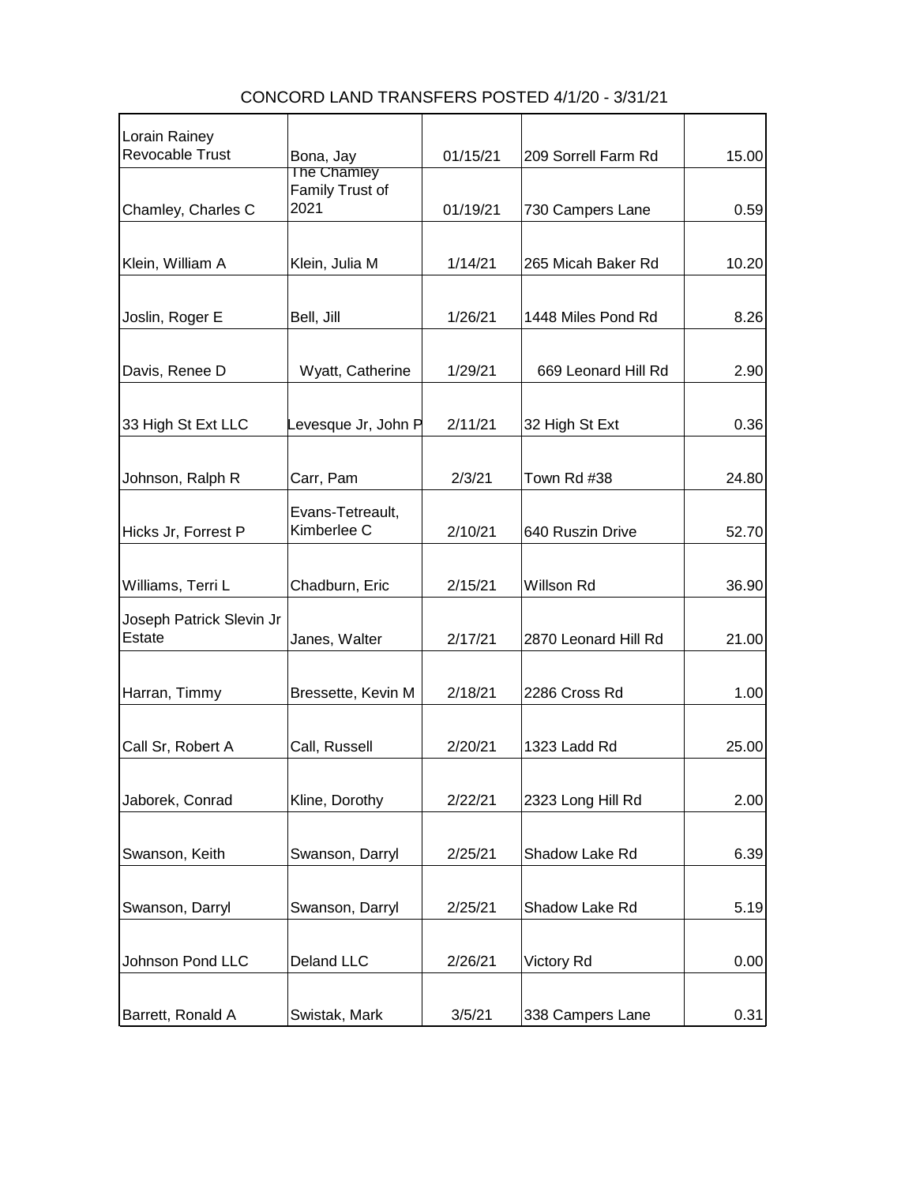# CONCORD LAND TRANSFERS POSTED 4/1/20 - 3/31/21

| | | | | |
|---|---|---|---|---|
| Lorain Rainey Revocable Trust | Bona, Jay | 01/15/21 | 209 Sorrell Farm Rd | 15.00 |
| Chamley, Charles C | The Chamley Family Trust of 2021 | 01/19/21 | 730 Campers Lane | 0.59 |
| Klein, William A | Klein, Julia M | 1/14/21 | 265 Micah Baker Rd | 10.20 |
| Joslin, Roger E | Bell, Jill | 1/26/21 | 1448 Miles Pond Rd | 8.26 |
| Davis, Renee D | Wyatt, Catherine | 1/29/21 | 669 Leonard Hill Rd | 2.90 |
| 33 High St Ext LLC | Levesque Jr, John P | 2/11/21 | 32 High St Ext | 0.36 |
| Johnson, Ralph R | Carr, Pam | 2/3/21 | Town Rd #38 | 24.80 |
| Hicks Jr, Forrest P | Evans-Tetreault, Kimberlee C | 2/10/21 | 640 Ruszin Drive | 52.70 |
| Williams, Terri L | Chadburn, Eric | 2/15/21 | Willson Rd | 36.90 |
| Joseph Patrick Slevin Jr Estate | Janes, Walter | 2/17/21 | 2870 Leonard Hill Rd | 21.00 |
| Harran, Timmy | Bressette, Kevin M | 2/18/21 | 2286 Cross Rd | 1.00 |
| Call Sr, Robert A | Call, Russell | 2/20/21 | 1323 Ladd Rd | 25.00 |
| Jaborek, Conrad | Kline, Dorothy | 2/22/21 | 2323 Long Hill Rd | 2.00 |
| Swanson, Keith | Swanson, Darryl | 2/25/21 | Shadow Lake Rd | 6.39 |
| Swanson, Darryl | Swanson, Darryl | 2/25/21 | Shadow Lake Rd | 5.19 |
| Johnson Pond LLC | Deland LLC | 2/26/21 | Victory Rd | 0.00 |
| Barrett, Ronald A | Swistak, Mark | 3/5/21 | 338 Campers Lane | 0.31 |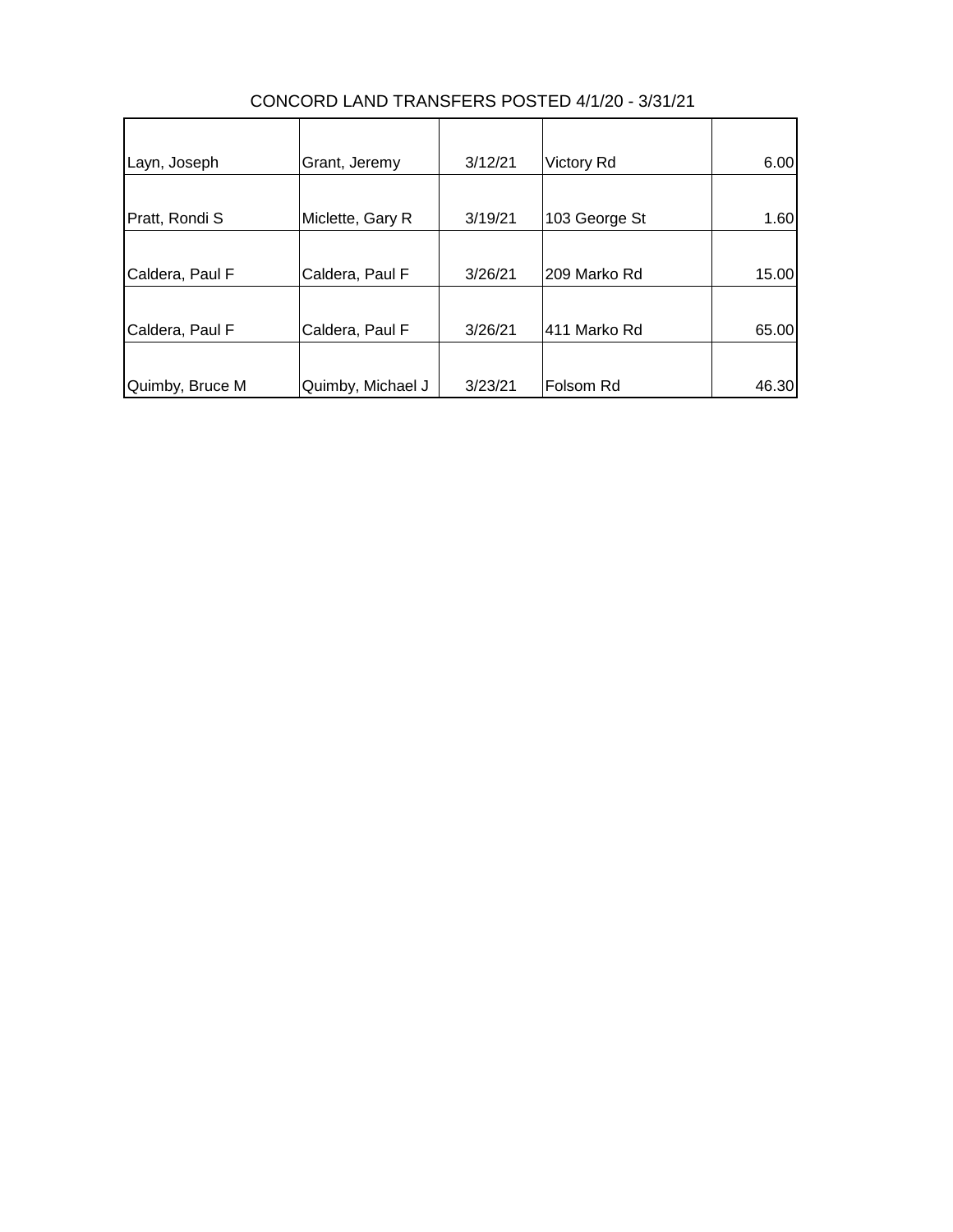CONCORD LAND TRANSFERS POSTED 4/1/20 - 3/31/21

| | | | | |
|---|---|---|---|---|
| Layn, Joseph | Grant, Jeremy | 3/12/21 | Victory Rd | 6.00 |
| Pratt, Rondi S | Miclette, Gary R | 3/19/21 | 103 George St | 1.60 |
| Caldera, Paul F | Caldera, Paul F | 3/26/21 | 209 Marko Rd | 15.00 |
| Caldera, Paul F | Caldera, Paul F | 3/26/21 | 411 Marko Rd | 65.00 |
| Quimby, Bruce M | Quimby, Michael J | 3/23/21 | Folsom Rd | 46.30 |